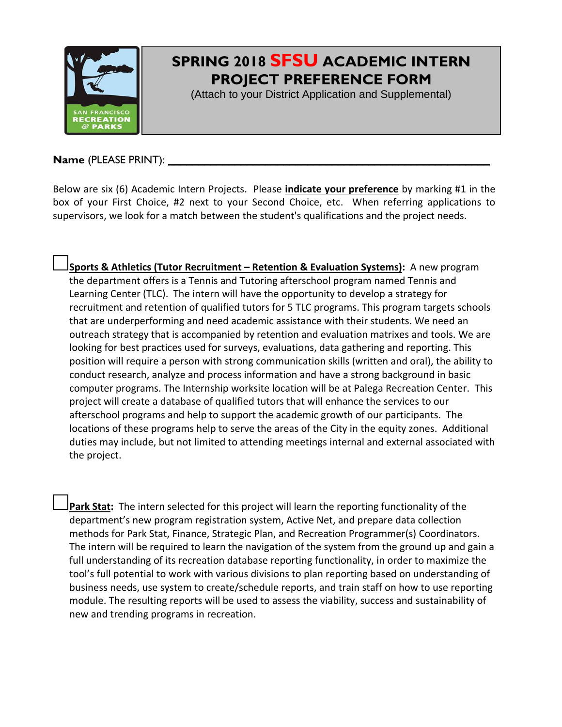# SPRING 2018 SFSU ACADEMIC INTERN PROJECT PREFERENCE FORM

(Attach to your District Application and Supplemental)

**Name** (PLEASE PRINT): ______________________________________________

Below are six (6) Academic Intern Projects. Please **indicate your preference** by marking #1 in the box of your First Choice, #2 next to your Second Choice, etc. When referring applications to supervisors, we look for a match between the student's qualifications and the project needs.

☐ **Sports & Athletics (Tutor Recruitment – Retention & Evaluation Systems):** A new program the department offers is a Tennis and Tutoring afterschool program named Tennis and Learning Center (TLC). The intern will have the opportunity to develop a strategy for recruitment and retention of qualified tutors for 5 TLC programs. This program targets schools that are underperforming and need academic assistance with their students. We need an outreach strategy that is accompanied by retention and evaluation matrixes and tools. We are looking for best practices used for surveys, evaluations, data gathering and reporting. This position will require a person with strong communication skills (written and oral), the ability to conduct research, analyze and process information and have a strong background in basic computer programs. The Internship worksite location will be at Palega Recreation Center. This project will create a database of qualified tutors that will enhance the services to our afterschool programs and help to support the academic growth of our participants. The locations of these programs help to serve the areas of the City in the equity zones. Additional duties may include, but not limited to attending meetings internal and external associated with the project.

☐ **Park Stat:** The intern selected for this project will learn the reporting functionality of the department's new program registration system, Active Net, and prepare data collection methods for Park Stat, Finance, Strategic Plan, and Recreation Programmer(s) Coordinators. The intern will be required to learn the navigation of the system from the ground up and gain a full understanding of its recreation database reporting functionality, in order to maximize the tool's full potential to work with various divisions to plan reporting based on understanding of business needs, use system to create/schedule reports, and train staff on how to use reporting module. The resulting reports will be used to assess the viability, success and sustainability of new and trending programs in recreation.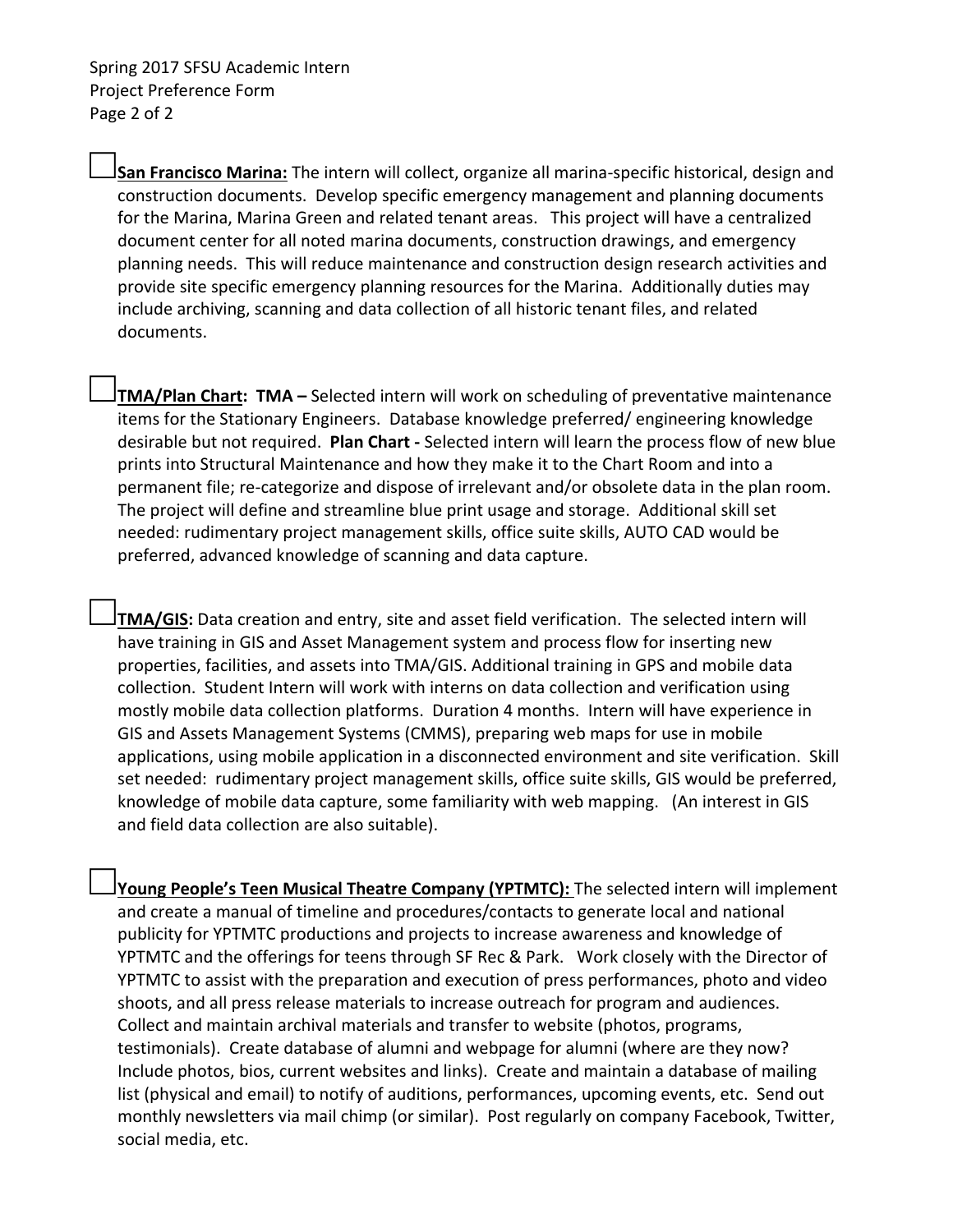☐ **San Francisco Marina:** The intern will collect, organize all marina-specific historical, design and construction documents. Develop specific emergency management and planning documents for the Marina, Marina Green and related tenant areas. This project will have a centralized document center for all noted marina documents, construction drawings, and emergency planning needs. This will reduce maintenance and construction design research activities and provide site specific emergency planning resources for the Marina. Additionally duties may include archiving, scanning and data collection of all historic tenant files, and related documents.

☐ **TMA/Plan Chart: TMA –** Selected intern will work on scheduling of preventative maintenance items for the Stationary Engineers. Database knowledge preferred/ engineering knowledge desirable but not required. **Plan Chart -** Selected intern will learn the process flow of new blue prints into Structural Maintenance and how they make it to the Chart Room and into a permanent file; re-categorize and dispose of irrelevant and/or obsolete data in the plan room. The project will define and streamline blue print usage and storage. Additional skill set needed: rudimentary project management skills, office suite skills, AUTO CAD would be preferred, advanced knowledge of scanning and data capture.

☐ **TMA/GIS:** Data creation and entry, site and asset field verification. The selected intern will have training in GIS and Asset Management system and process flow for inserting new properties, facilities, and assets into TMA/GIS. Additional training in GPS and mobile data collection. Student Intern will work with interns on data collection and verification using mostly mobile data collection platforms. Duration 4 months. Intern will have experience in GIS and Assets Management Systems (CMMS), preparing web maps for use in mobile applications, using mobile application in a disconnected environment and site verification. Skill set needed: rudimentary project management skills, office suite skills, GIS would be preferred, knowledge of mobile data capture, some familiarity with web mapping. (An interest in GIS and field data collection are also suitable).

☐ **Young People's Teen Musical Theatre Company (YPTMTC):** The selected intern will implement and create a manual of timeline and procedures/contacts to generate local and national publicity for YPTMTC productions and projects to increase awareness and knowledge of YPTMTC and the offerings for teens through SF Rec & Park. Work closely with the Director of YPTMTC to assist with the preparation and execution of press performances, photo and video shoots, and all press release materials to increase outreach for program and audiences. Collect and maintain archival materials and transfer to website (photos, programs, testimonials). Create database of alumni and webpage for alumni (where are they now? Include photos, bios, current websites and links). Create and maintain a database of mailing list (physical and email) to notify of auditions, performances, upcoming events, etc. Send out monthly newsletters via mail chimp (or similar). Post regularly on company Facebook, Twitter, social media, etc.